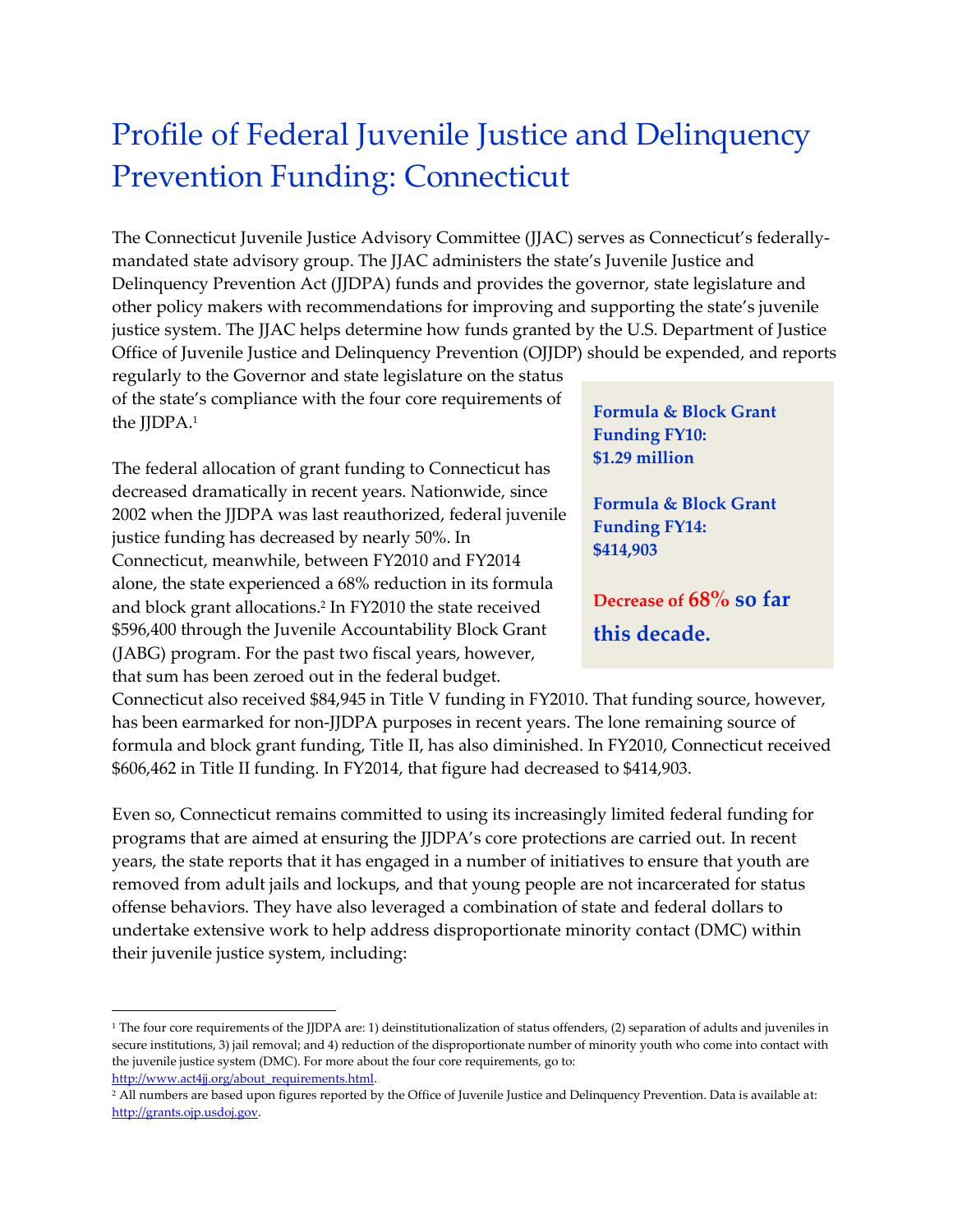# Profile of Federal Juvenile Justice and Delinquency Prevention Funding: Connecticut

The Connecticut Juvenile Justice Advisory Committee (JJAC) serves as Connecticut's federally-mandated state advisory group. The JJAC administers the state's Juvenile Justice and Delinquency Prevention Act (JJDPA) funds and provides the governor, state legislature and other policy makers with recommendations for improving and supporting the state's juvenile justice system. The JJAC helps determine how funds granted by the U.S. Department of Justice Office of Juvenile Justice and Delinquency Prevention (OJJDP) should be expended, and reports regularly to the Governor and state legislature on the status of the state's compliance with the four core requirements of the JJDPA.[1]

> **Formula & Block Grant Funding FY10: $1.29 million**
>
> **Formula & Block Grant Funding FY14: $414,903**
>
> **Decrease of 68% so far this decade.**

The federal allocation of grant funding to Connecticut has decreased dramatically in recent years. Nationwide, since 2002 when the JJDPA was last reauthorized, federal juvenile justice funding has decreased by nearly 50%. In Connecticut, meanwhile, between FY2010 and FY2014 alone, the state experienced a 68% reduction in its formula and block grant allocations.[2] In FY2010 the state received $596,400 through the Juvenile Accountability Block Grant (JABG) program. For the past two fiscal years, however, that sum has been zeroed out in the federal budget. Connecticut also received $84,945 in Title V funding in FY2010. That funding source, however, has been earmarked for non-JJDPA purposes in recent years. The lone remaining source of formula and block grant funding, Title II, has also diminished. In FY2010, Connecticut received $606,462 in Title II funding. In FY2014, that figure had decreased to $414,903.

Even so, Connecticut remains committed to using its increasingly limited federal funding for programs that are aimed at ensuring the JJDPA's core protections are carried out. In recent years, the state reports that it has engaged in a number of initiatives to ensure that youth are removed from adult jails and lockups, and that young people are not incarcerated for status offense behaviors. They have also leveraged a combination of state and federal dollars to undertake extensive work to help address disproportionate minority contact (DMC) within their juvenile justice system, including:

---

[1] The four core requirements of the JJDPA are: 1) deinstitutionalization of status offenders, (2) separation of adults and juveniles in secure institutions, 3) jail removal; and 4) reduction of the disproportionate number of minority youth who come into contact with the juvenile justice system (DMC). For more about the four core requirements, go to: http://www.act4jj.org/about_requirements.html.

[2] All numbers are based upon figures reported by the Office of Juvenile Justice and Delinquency Prevention. Data is available at: http://grants.ojp.usdoj.gov.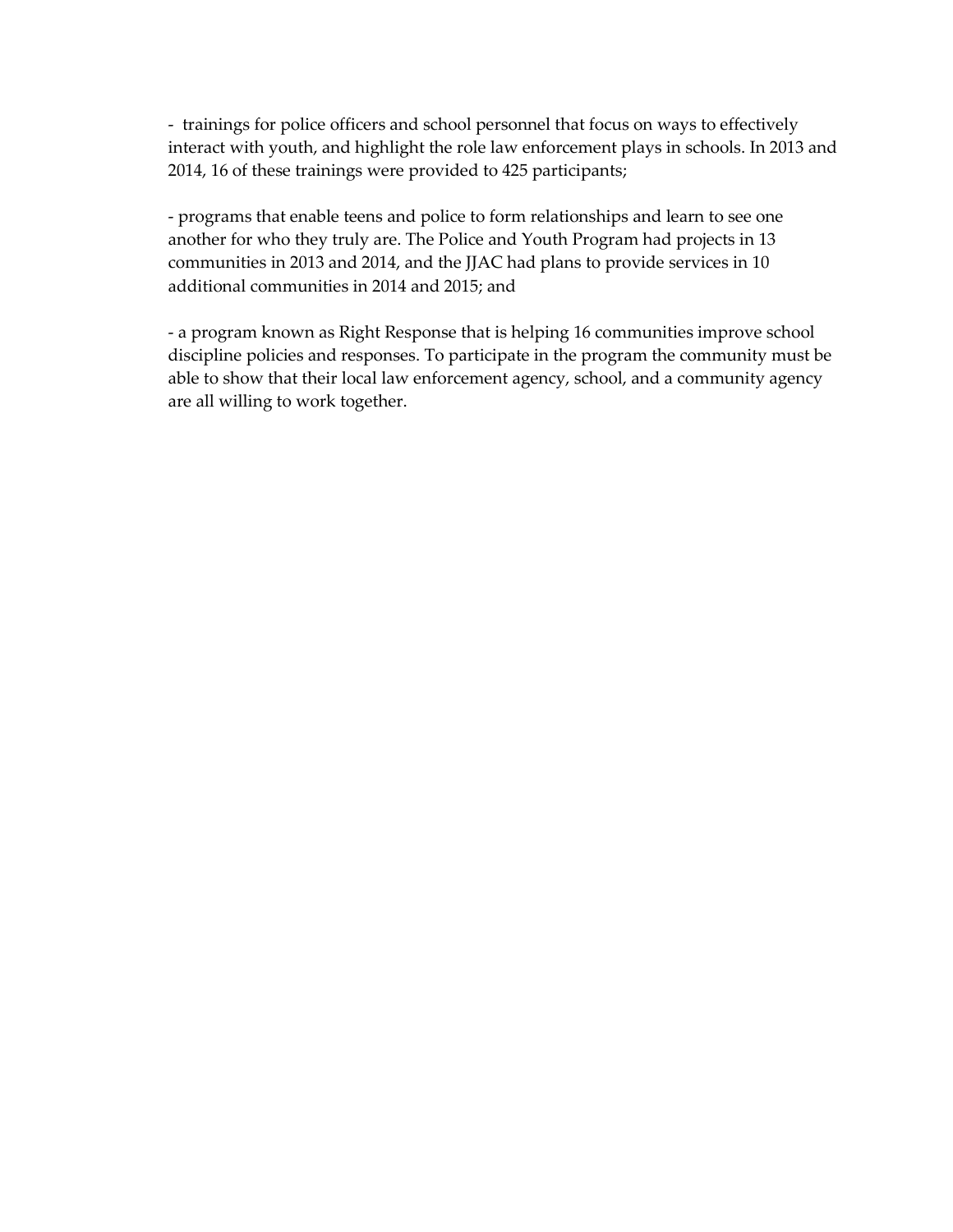- trainings for police officers and school personnel that focus on ways to effectively interact with youth, and highlight the role law enforcement plays in schools. In 2013 and 2014, 16 of these trainings were provided to 425 participants;

- programs that enable teens and police to form relationships and learn to see one another for who they truly are. The Police and Youth Program had projects in 13 communities in 2013 and 2014, and the JJAC had plans to provide services in 10 additional communities in 2014 and 2015; and

- a program known as Right Response that is helping 16 communities improve school discipline policies and responses. To participate in the program the community must be able to show that their local law enforcement agency, school, and a community agency are all willing to work together.